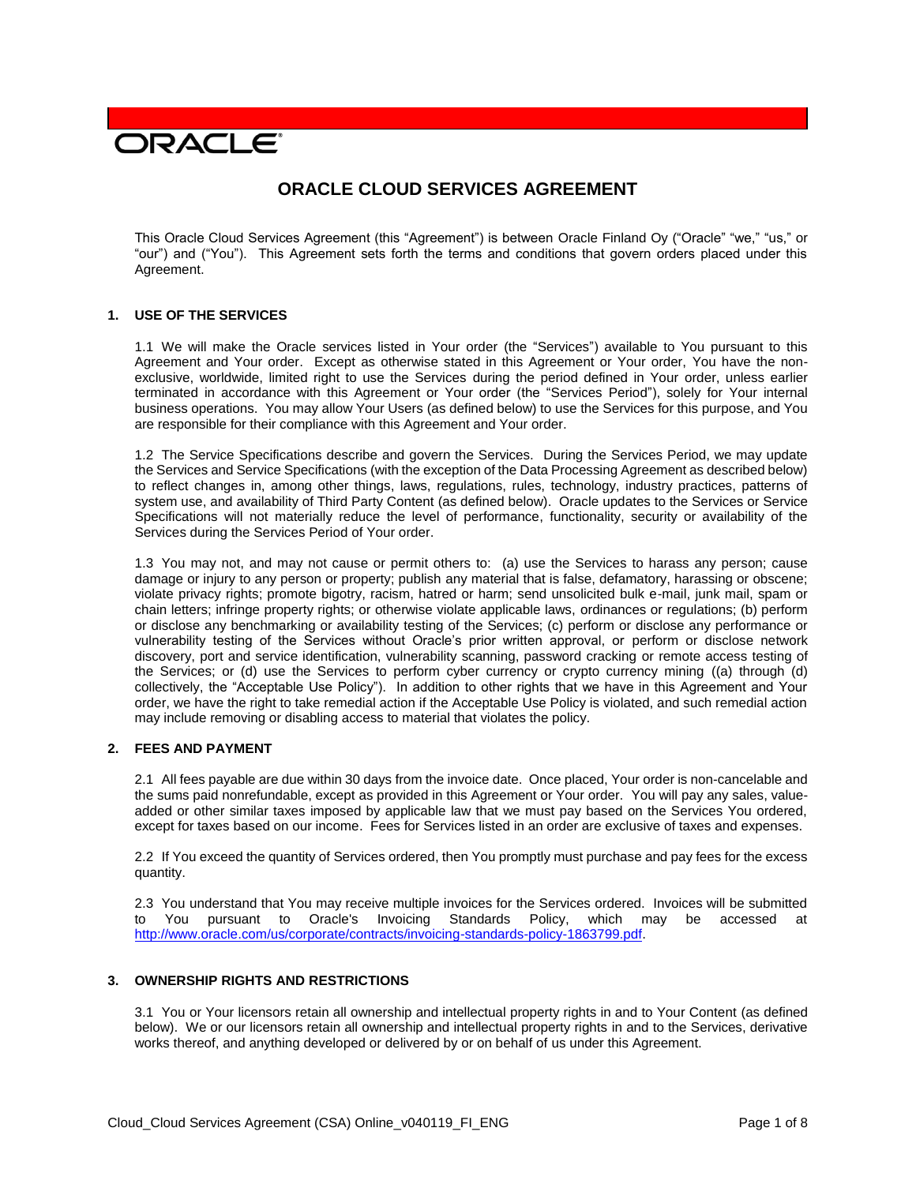ORACLE

# ORACLE CLOUD SERVICES AGREEMENT

This Oracle Cloud Services Agreement (this "Agreement") is between Oracle Finland Oy ("Oracle" "we," "us," or "our") and ("You"). This Agreement sets forth the terms and conditions that govern orders placed under this Agreement.

## 1. USE OF THE SERVICES

1.1 We will make the Oracle services listed in Your order (the "Services") available to You pursuant to this Agreement and Your order. Except as otherwise stated in this Agreement or Your order, You have the non-exclusive, worldwide, limited right to use the Services during the period defined in Your order, unless earlier terminated in accordance with this Agreement or Your order (the "Services Period"), solely for Your internal business operations. You may allow Your Users (as defined below) to use the Services for this purpose, and You are responsible for their compliance with this Agreement and Your order.

1.2 The Service Specifications describe and govern the Services. During the Services Period, we may update the Services and Service Specifications (with the exception of the Data Processing Agreement as described below) to reflect changes in, among other things, laws, regulations, rules, technology, industry practices, patterns of system use, and availability of Third Party Content (as defined below). Oracle updates to the Services or Service Specifications will not materially reduce the level of performance, functionality, security or availability of the Services during the Services Period of Your order.

1.3 You may not, and may not cause or permit others to: (a) use the Services to harass any person; cause damage or injury to any person or property; publish any material that is false, defamatory, harassing or obscene; violate privacy rights; promote bigotry, racism, hatred or harm; send unsolicited bulk e-mail, junk mail, spam or chain letters; infringe property rights; or otherwise violate applicable laws, ordinances or regulations; (b) perform or disclose any benchmarking or availability testing of the Services; (c) perform or disclose any performance or vulnerability testing of the Services without Oracle's prior written approval, or perform or disclose network discovery, port and service identification, vulnerability scanning, password cracking or remote access testing of the Services; or (d) use the Services to perform cyber currency or crypto currency mining ((a) through (d) collectively, the "Acceptable Use Policy"). In addition to other rights that we have in this Agreement and Your order, we have the right to take remedial action if the Acceptable Use Policy is violated, and such remedial action may include removing or disabling access to material that violates the policy.

## 2. FEES AND PAYMENT

2.1 All fees payable are due within 30 days from the invoice date. Once placed, Your order is non-cancelable and the sums paid nonrefundable, except as provided in this Agreement or Your order. You will pay any sales, value-added or other similar taxes imposed by applicable law that we must pay based on the Services You ordered, except for taxes based on our income. Fees for Services listed in an order are exclusive of taxes and expenses.

2.2 If You exceed the quantity of Services ordered, then You promptly must purchase and pay fees for the excess quantity.

2.3 You understand that You may receive multiple invoices for the Services ordered. Invoices will be submitted to You pursuant to Oracle's Invoicing Standards Policy, which may be accessed at http://www.oracle.com/us/corporate/contracts/invoicing-standards-policy-1863799.pdf.

## 3. OWNERSHIP RIGHTS AND RESTRICTIONS

3.1 You or Your licensors retain all ownership and intellectual property rights in and to Your Content (as defined below). We or our licensors retain all ownership and intellectual property rights in and to the Services, derivative works thereof, and anything developed or delivered by or on behalf of us under this Agreement.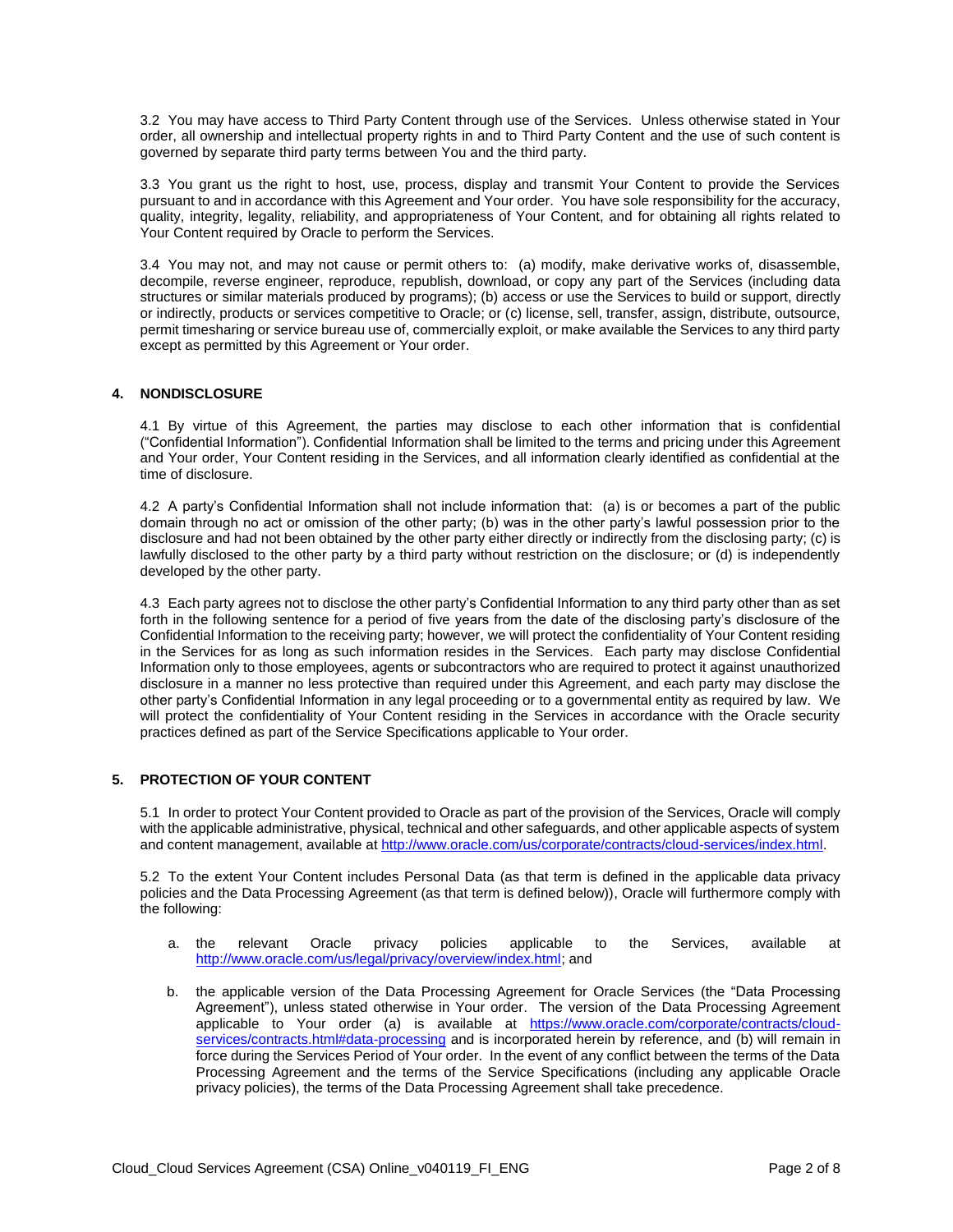3.2 You may have access to Third Party Content through use of the Services. Unless otherwise stated in Your order, all ownership and intellectual property rights in and to Third Party Content and the use of such content is governed by separate third party terms between You and the third party.

3.3 You grant us the right to host, use, process, display and transmit Your Content to provide the Services pursuant to and in accordance with this Agreement and Your order. You have sole responsibility for the accuracy, quality, integrity, legality, reliability, and appropriateness of Your Content, and for obtaining all rights related to Your Content required by Oracle to perform the Services.

3.4 You may not, and may not cause or permit others to: (a) modify, make derivative works of, disassemble, decompile, reverse engineer, reproduce, republish, download, or copy any part of the Services (including data structures or similar materials produced by programs); (b) access or use the Services to build or support, directly or indirectly, products or services competitive to Oracle; or (c) license, sell, transfer, assign, distribute, outsource, permit timesharing or service bureau use of, commercially exploit, or make available the Services to any third party except as permitted by this Agreement or Your order.

## 4. NONDISCLOSURE

4.1 By virtue of this Agreement, the parties may disclose to each other information that is confidential ("Confidential Information"). Confidential Information shall be limited to the terms and pricing under this Agreement and Your order, Your Content residing in the Services, and all information clearly identified as confidential at the time of disclosure.

4.2 A party's Confidential Information shall not include information that: (a) is or becomes a part of the public domain through no act or omission of the other party; (b) was in the other party's lawful possession prior to the disclosure and had not been obtained by the other party either directly or indirectly from the disclosing party; (c) is lawfully disclosed to the other party by a third party without restriction on the disclosure; or (d) is independently developed by the other party.

4.3 Each party agrees not to disclose the other party's Confidential Information to any third party other than as set forth in the following sentence for a period of five years from the date of the disclosing party's disclosure of the Confidential Information to the receiving party; however, we will protect the confidentiality of Your Content residing in the Services for as long as such information resides in the Services. Each party may disclose Confidential Information only to those employees, agents or subcontractors who are required to protect it against unauthorized disclosure in a manner no less protective than required under this Agreement, and each party may disclose the other party's Confidential Information in any legal proceeding or to a governmental entity as required by law. We will protect the confidentiality of Your Content residing in the Services in accordance with the Oracle security practices defined as part of the Service Specifications applicable to Your order.

## 5. PROTECTION OF YOUR CONTENT

5.1 In order to protect Your Content provided to Oracle as part of the provision of the Services, Oracle will comply with the applicable administrative, physical, technical and other safeguards, and other applicable aspects of system and content management, available at http://www.oracle.com/us/corporate/contracts/cloud-services/index.html.

5.2 To the extent Your Content includes Personal Data (as that term is defined in the applicable data privacy policies and the Data Processing Agreement (as that term is defined below)), Oracle will furthermore comply with the following:

a. the relevant Oracle privacy policies applicable to the Services, available at http://www.oracle.com/us/legal/privacy/overview/index.html; and

b. the applicable version of the Data Processing Agreement for Oracle Services (the "Data Processing Agreement"), unless stated otherwise in Your order. The version of the Data Processing Agreement applicable to Your order (a) is available at https://www.oracle.com/corporate/contracts/cloud-services/contracts.html#data-processing and is incorporated herein by reference, and (b) will remain in force during the Services Period of Your order. In the event of any conflict between the terms of the Data Processing Agreement and the terms of the Service Specifications (including any applicable Oracle privacy policies), the terms of the Data Processing Agreement shall take precedence.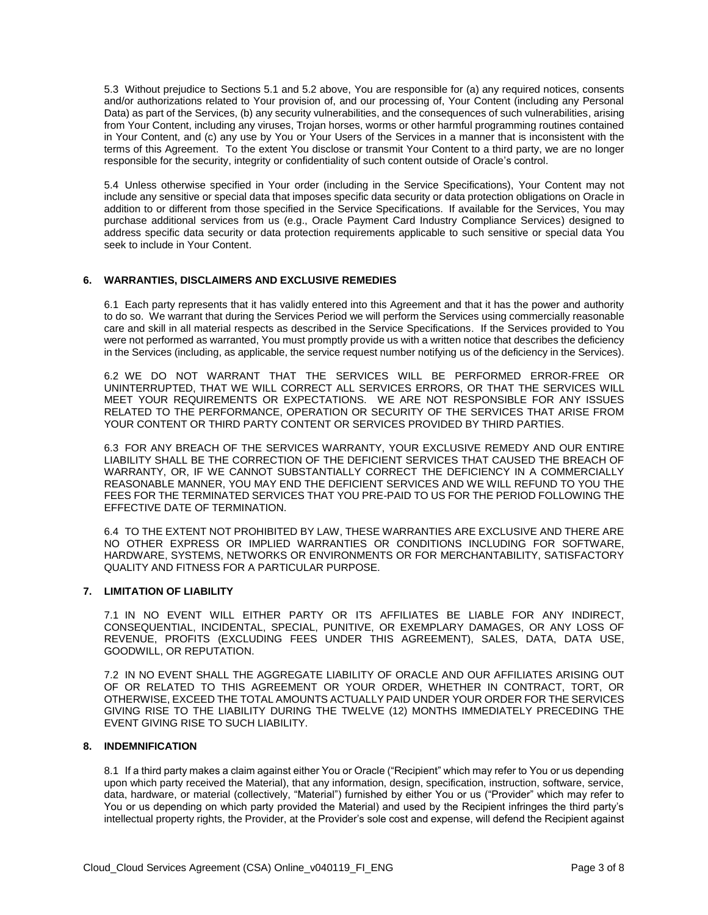5.3 Without prejudice to Sections 5.1 and 5.2 above, You are responsible for (a) any required notices, consents and/or authorizations related to Your provision of, and our processing of, Your Content (including any Personal Data) as part of the Services, (b) any security vulnerabilities, and the consequences of such vulnerabilities, arising from Your Content, including any viruses, Trojan horses, worms or other harmful programming routines contained in Your Content, and (c) any use by You or Your Users of the Services in a manner that is inconsistent with the terms of this Agreement. To the extent You disclose or transmit Your Content to a third party, we are no longer responsible for the security, integrity or confidentiality of such content outside of Oracle's control.

5.4 Unless otherwise specified in Your order (including in the Service Specifications), Your Content may not include any sensitive or special data that imposes specific data security or data protection obligations on Oracle in addition to or different from those specified in the Service Specifications. If available for the Services, You may purchase additional services from us (e.g., Oracle Payment Card Industry Compliance Services) designed to address specific data security or data protection requirements applicable to such sensitive or special data You seek to include in Your Content.

## 6. WARRANTIES, DISCLAIMERS AND EXCLUSIVE REMEDIES

6.1 Each party represents that it has validly entered into this Agreement and that it has the power and authority to do so. We warrant that during the Services Period we will perform the Services using commercially reasonable care and skill in all material respects as described in the Service Specifications. If the Services provided to You were not performed as warranted, You must promptly provide us with a written notice that describes the deficiency in the Services (including, as applicable, the service request number notifying us of the deficiency in the Services).

6.2 WE DO NOT WARRANT THAT THE SERVICES WILL BE PERFORMED ERROR-FREE OR UNINTERRUPTED, THAT WE WILL CORRECT ALL SERVICES ERRORS, OR THAT THE SERVICES WILL MEET YOUR REQUIREMENTS OR EXPECTATIONS. WE ARE NOT RESPONSIBLE FOR ANY ISSUES RELATED TO THE PERFORMANCE, OPERATION OR SECURITY OF THE SERVICES THAT ARISE FROM YOUR CONTENT OR THIRD PARTY CONTENT OR SERVICES PROVIDED BY THIRD PARTIES.

6.3 FOR ANY BREACH OF THE SERVICES WARRANTY, YOUR EXCLUSIVE REMEDY AND OUR ENTIRE LIABILITY SHALL BE THE CORRECTION OF THE DEFICIENT SERVICES THAT CAUSED THE BREACH OF WARRANTY, OR, IF WE CANNOT SUBSTANTIALLY CORRECT THE DEFICIENCY IN A COMMERCIALLY REASONABLE MANNER, YOU MAY END THE DEFICIENT SERVICES AND WE WILL REFUND TO YOU THE FEES FOR THE TERMINATED SERVICES THAT YOU PRE-PAID TO US FOR THE PERIOD FOLLOWING THE EFFECTIVE DATE OF TERMINATION.

6.4 TO THE EXTENT NOT PROHIBITED BY LAW, THESE WARRANTIES ARE EXCLUSIVE AND THERE ARE NO OTHER EXPRESS OR IMPLIED WARRANTIES OR CONDITIONS INCLUDING FOR SOFTWARE, HARDWARE, SYSTEMS, NETWORKS OR ENVIRONMENTS OR FOR MERCHANTABILITY, SATISFACTORY QUALITY AND FITNESS FOR A PARTICULAR PURPOSE.

## 7. LIMITATION OF LIABILITY

7.1 IN NO EVENT WILL EITHER PARTY OR ITS AFFILIATES BE LIABLE FOR ANY INDIRECT, CONSEQUENTIAL, INCIDENTAL, SPECIAL, PUNITIVE, OR EXEMPLARY DAMAGES, OR ANY LOSS OF REVENUE, PROFITS (EXCLUDING FEES UNDER THIS AGREEMENT), SALES, DATA, DATA USE, GOODWILL, OR REPUTATION.

7.2 IN NO EVENT SHALL THE AGGREGATE LIABILITY OF ORACLE AND OUR AFFILIATES ARISING OUT OF OR RELATED TO THIS AGREEMENT OR YOUR ORDER, WHETHER IN CONTRACT, TORT, OR OTHERWISE, EXCEED THE TOTAL AMOUNTS ACTUALLY PAID UNDER YOUR ORDER FOR THE SERVICES GIVING RISE TO THE LIABILITY DURING THE TWELVE (12) MONTHS IMMEDIATELY PRECEDING THE EVENT GIVING RISE TO SUCH LIABILITY.

## 8. INDEMNIFICATION

8.1 If a third party makes a claim against either You or Oracle ("Recipient" which may refer to You or us depending upon which party received the Material), that any information, design, specification, instruction, software, service, data, hardware, or material (collectively, "Material") furnished by either You or us ("Provider" which may refer to You or us depending on which party provided the Material) and used by the Recipient infringes the third party's intellectual property rights, the Provider, at the Provider's sole cost and expense, will defend the Recipient against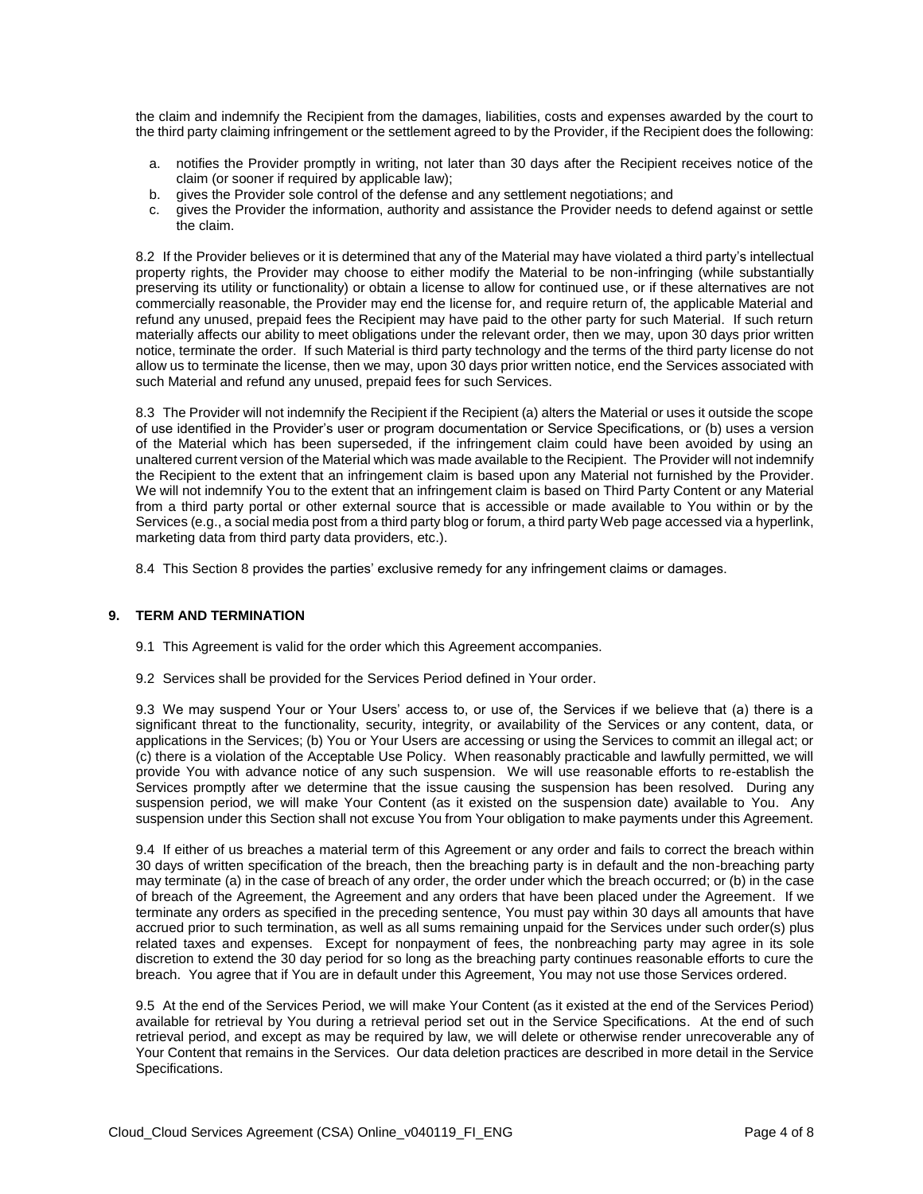the claim and indemnify the Recipient from the damages, liabilities, costs and expenses awarded by the court to the third party claiming infringement or the settlement agreed to by the Provider, if the Recipient does the following:

a. notifies the Provider promptly in writing, not later than 30 days after the Recipient receives notice of the claim (or sooner if required by applicable law);
b. gives the Provider sole control of the defense and any settlement negotiations; and
c. gives the Provider the information, authority and assistance the Provider needs to defend against or settle the claim.

8.2 If the Provider believes or it is determined that any of the Material may have violated a third party's intellectual property rights, the Provider may choose to either modify the Material to be non-infringing (while substantially preserving its utility or functionality) or obtain a license to allow for continued use, or if these alternatives are not commercially reasonable, the Provider may end the license for, and require return of, the applicable Material and refund any unused, prepaid fees the Recipient may have paid to the other party for such Material. If such return materially affects our ability to meet obligations under the relevant order, then we may, upon 30 days prior written notice, terminate the order. If such Material is third party technology and the terms of the third party license do not allow us to terminate the license, then we may, upon 30 days prior written notice, end the Services associated with such Material and refund any unused, prepaid fees for such Services.

8.3 The Provider will not indemnify the Recipient if the Recipient (a) alters the Material or uses it outside the scope of use identified in the Provider's user or program documentation or Service Specifications, or (b) uses a version of the Material which has been superseded, if the infringement claim could have been avoided by using an unaltered current version of the Material which was made available to the Recipient. The Provider will not indemnify the Recipient to the extent that an infringement claim is based upon any Material not furnished by the Provider. We will not indemnify You to the extent that an infringement claim is based on Third Party Content or any Material from a third party portal or other external source that is accessible or made available to You within or by the Services (e.g., a social media post from a third party blog or forum, a third party Web page accessed via a hyperlink, marketing data from third party data providers, etc.).

8.4 This Section 8 provides the parties' exclusive remedy for any infringement claims or damages.

## 9. TERM AND TERMINATION

9.1 This Agreement is valid for the order which this Agreement accompanies.

9.2 Services shall be provided for the Services Period defined in Your order.

9.3 We may suspend Your or Your Users' access to, or use of, the Services if we believe that (a) there is a significant threat to the functionality, security, integrity, or availability of the Services or any content, data, or applications in the Services; (b) You or Your Users are accessing or using the Services to commit an illegal act; or (c) there is a violation of the Acceptable Use Policy. When reasonably practicable and lawfully permitted, we will provide You with advance notice of any such suspension. We will use reasonable efforts to re-establish the Services promptly after we determine that the issue causing the suspension has been resolved. During any suspension period, we will make Your Content (as it existed on the suspension date) available to You. Any suspension under this Section shall not excuse You from Your obligation to make payments under this Agreement.

9.4 If either of us breaches a material term of this Agreement or any order and fails to correct the breach within 30 days of written specification of the breach, then the breaching party is in default and the non-breaching party may terminate (a) in the case of breach of any order, the order under which the breach occurred; or (b) in the case of breach of the Agreement, the Agreement and any orders that have been placed under the Agreement. If we terminate any orders as specified in the preceding sentence, You must pay within 30 days all amounts that have accrued prior to such termination, as well as all sums remaining unpaid for the Services under such order(s) plus related taxes and expenses. Except for nonpayment of fees, the nonbreaching party may agree in its sole discretion to extend the 30 day period for so long as the breaching party continues reasonable efforts to cure the breach. You agree that if You are in default under this Agreement, You may not use those Services ordered.

9.5 At the end of the Services Period, we will make Your Content (as it existed at the end of the Services Period) available for retrieval by You during a retrieval period set out in the Service Specifications. At the end of such retrieval period, and except as may be required by law, we will delete or otherwise render unrecoverable any of Your Content that remains in the Services. Our data deletion practices are described in more detail in the Service Specifications.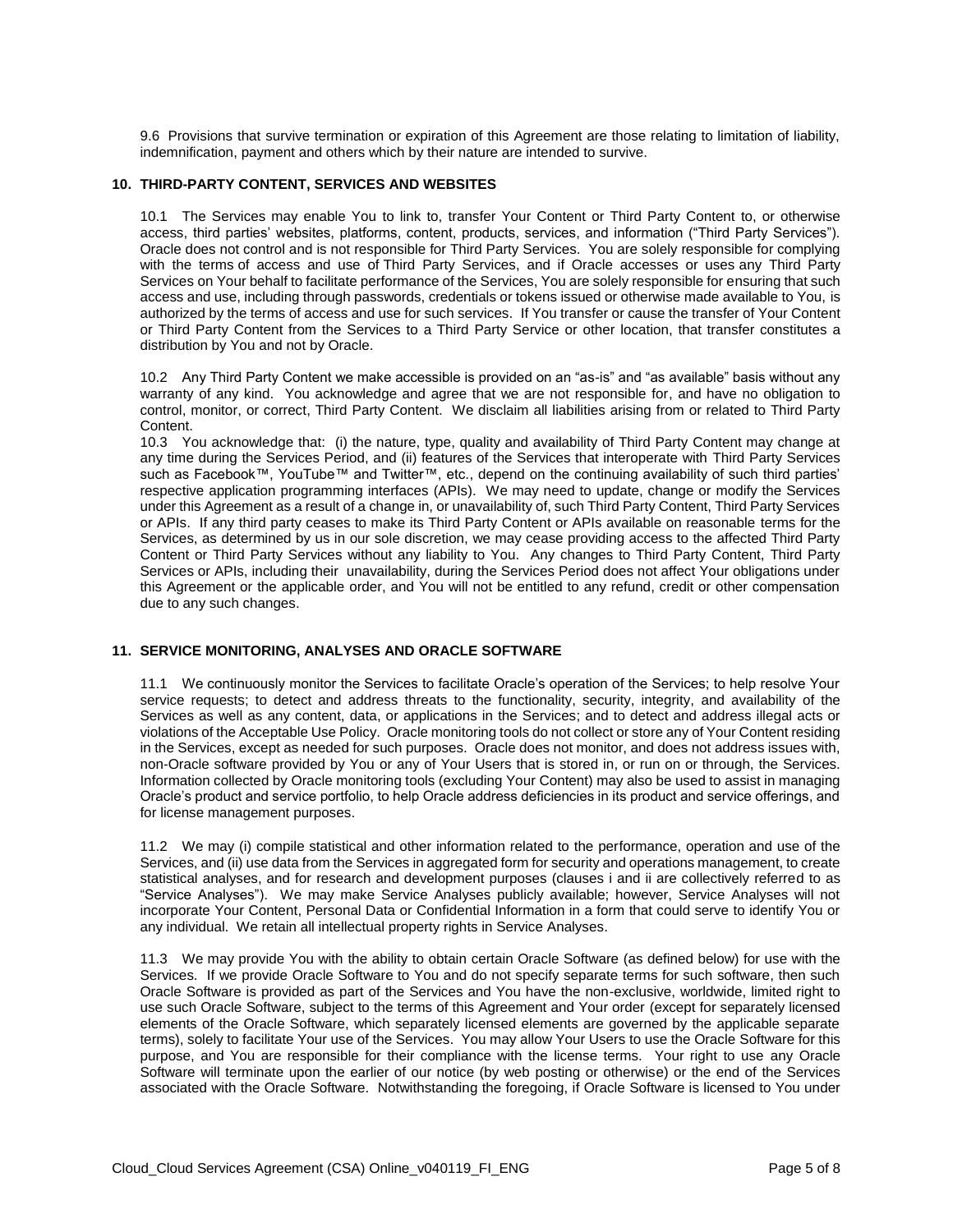9.6 Provisions that survive termination or expiration of this Agreement are those relating to limitation of liability, indemnification, payment and others which by their nature are intended to survive.

## 10. THIRD-PARTY CONTENT, SERVICES AND WEBSITES

10.1 The Services may enable You to link to, transfer Your Content or Third Party Content to, or otherwise access, third parties' websites, platforms, content, products, services, and information ("Third Party Services"). Oracle does not control and is not responsible for Third Party Services. You are solely responsible for complying with the terms of access and use of Third Party Services, and if Oracle accesses or uses any Third Party Services on Your behalf to facilitate performance of the Services, You are solely responsible for ensuring that such access and use, including through passwords, credentials or tokens issued or otherwise made available to You, is authorized by the terms of access and use for such services. If You transfer or cause the transfer of Your Content or Third Party Content from the Services to a Third Party Service or other location, that transfer constitutes a distribution by You and not by Oracle.

10.2 Any Third Party Content we make accessible is provided on an "as-is" and "as available" basis without any warranty of any kind. You acknowledge and agree that we are not responsible for, and have no obligation to control, monitor, or correct, Third Party Content. We disclaim all liabilities arising from or related to Third Party Content.

10.3 You acknowledge that: (i) the nature, type, quality and availability of Third Party Content may change at any time during the Services Period, and (ii) features of the Services that interoperate with Third Party Services such as Facebook™, YouTube™ and Twitter™, etc., depend on the continuing availability of such third parties' respective application programming interfaces (APIs). We may need to update, change or modify the Services under this Agreement as a result of a change in, or unavailability of, such Third Party Content, Third Party Services or APIs. If any third party ceases to make its Third Party Content or APIs available on reasonable terms for the Services, as determined by us in our sole discretion, we may cease providing access to the affected Third Party Content or Third Party Services without any liability to You. Any changes to Third Party Content, Third Party Services or APIs, including their unavailability, during the Services Period does not affect Your obligations under this Agreement or the applicable order, and You will not be entitled to any refund, credit or other compensation due to any such changes.

## 11. SERVICE MONITORING, ANALYSES AND ORACLE SOFTWARE

11.1 We continuously monitor the Services to facilitate Oracle's operation of the Services; to help resolve Your service requests; to detect and address threats to the functionality, security, integrity, and availability of the Services as well as any content, data, or applications in the Services; and to detect and address illegal acts or violations of the Acceptable Use Policy. Oracle monitoring tools do not collect or store any of Your Content residing in the Services, except as needed for such purposes. Oracle does not monitor, and does not address issues with, non-Oracle software provided by You or any of Your Users that is stored in, or run on or through, the Services. Information collected by Oracle monitoring tools (excluding Your Content) may also be used to assist in managing Oracle's product and service portfolio, to help Oracle address deficiencies in its product and service offerings, and for license management purposes.

11.2 We may (i) compile statistical and other information related to the performance, operation and use of the Services, and (ii) use data from the Services in aggregated form for security and operations management, to create statistical analyses, and for research and development purposes (clauses i and ii are collectively referred to as "Service Analyses"). We may make Service Analyses publicly available; however, Service Analyses will not incorporate Your Content, Personal Data or Confidential Information in a form that could serve to identify You or any individual. We retain all intellectual property rights in Service Analyses.

11.3 We may provide You with the ability to obtain certain Oracle Software (as defined below) for use with the Services. If we provide Oracle Software to You and do not specify separate terms for such software, then such Oracle Software is provided as part of the Services and You have the non-exclusive, worldwide, limited right to use such Oracle Software, subject to the terms of this Agreement and Your order (except for separately licensed elements of the Oracle Software, which separately licensed elements are governed by the applicable separate terms), solely to facilitate Your use of the Services. You may allow Your Users to use the Oracle Software for this purpose, and You are responsible for their compliance with the license terms. Your right to use any Oracle Software will terminate upon the earlier of our notice (by web posting or otherwise) or the end of the Services associated with the Oracle Software. Notwithstanding the foregoing, if Oracle Software is licensed to You under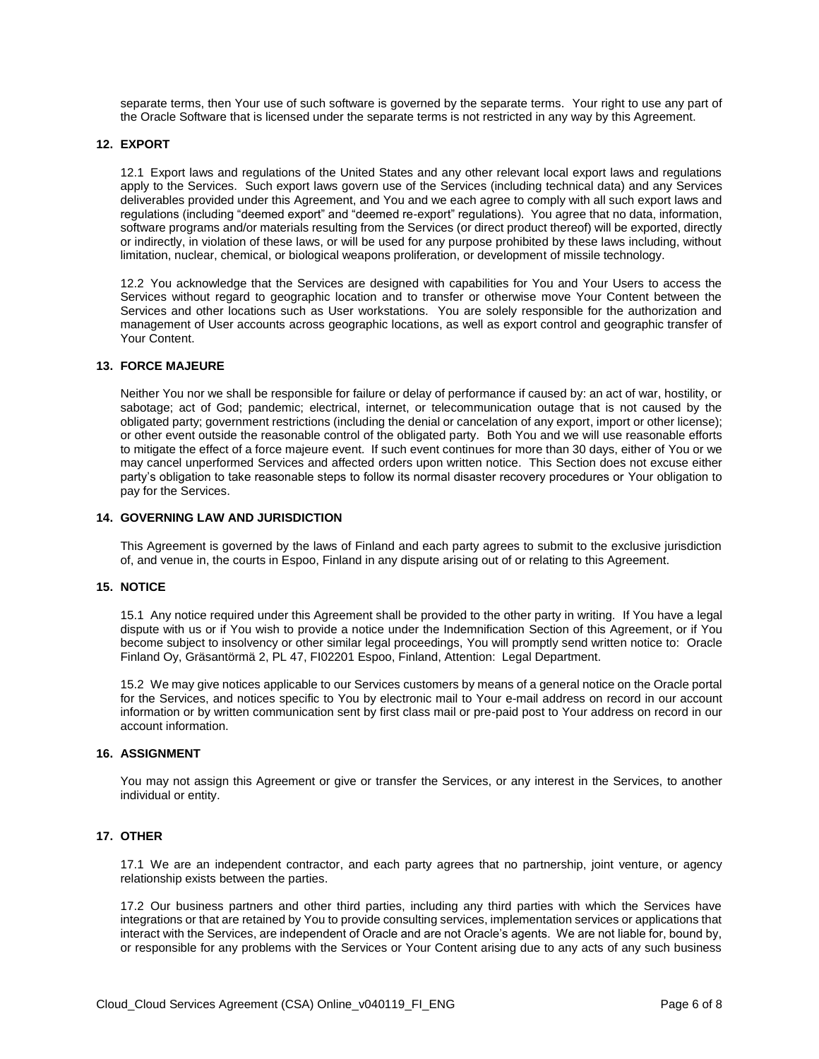separate terms, then Your use of such software is governed by the separate terms. Your right to use any part of the Oracle Software that is licensed under the separate terms is not restricted in any way by this Agreement.

## 12. EXPORT

12.1 Export laws and regulations of the United States and any other relevant local export laws and regulations apply to the Services. Such export laws govern use of the Services (including technical data) and any Services deliverables provided under this Agreement, and You and we each agree to comply with all such export laws and regulations (including "deemed export" and "deemed re-export" regulations). You agree that no data, information, software programs and/or materials resulting from the Services (or direct product thereof) will be exported, directly or indirectly, in violation of these laws, or will be used for any purpose prohibited by these laws including, without limitation, nuclear, chemical, or biological weapons proliferation, or development of missile technology.

12.2 You acknowledge that the Services are designed with capabilities for You and Your Users to access the Services without regard to geographic location and to transfer or otherwise move Your Content between the Services and other locations such as User workstations. You are solely responsible for the authorization and management of User accounts across geographic locations, as well as export control and geographic transfer of Your Content.

## 13. FORCE MAJEURE

Neither You nor we shall be responsible for failure or delay of performance if caused by: an act of war, hostility, or sabotage; act of God; pandemic; electrical, internet, or telecommunication outage that is not caused by the obligated party; government restrictions (including the denial or cancelation of any export, import or other license); or other event outside the reasonable control of the obligated party. Both You and we will use reasonable efforts to mitigate the effect of a force majeure event. If such event continues for more than 30 days, either of You or we may cancel unperformed Services and affected orders upon written notice. This Section does not excuse either party's obligation to take reasonable steps to follow its normal disaster recovery procedures or Your obligation to pay for the Services.

## 14. GOVERNING LAW AND JURISDICTION

This Agreement is governed by the laws of Finland and each party agrees to submit to the exclusive jurisdiction of, and venue in, the courts in Espoo, Finland in any dispute arising out of or relating to this Agreement.

## 15. NOTICE

15.1 Any notice required under this Agreement shall be provided to the other party in writing. If You have a legal dispute with us or if You wish to provide a notice under the Indemnification Section of this Agreement, or if You become subject to insolvency or other similar legal proceedings, You will promptly send written notice to: Oracle Finland Oy, Gräsantörmä 2, PL 47, FI02201 Espoo, Finland, Attention: Legal Department.

15.2 We may give notices applicable to our Services customers by means of a general notice on the Oracle portal for the Services, and notices specific to You by electronic mail to Your e-mail address on record in our account information or by written communication sent by first class mail or pre-paid post to Your address on record in our account information.

## 16. ASSIGNMENT

You may not assign this Agreement or give or transfer the Services, or any interest in the Services, to another individual or entity.

## 17. OTHER

17.1 We are an independent contractor, and each party agrees that no partnership, joint venture, or agency relationship exists between the parties.

17.2 Our business partners and other third parties, including any third parties with which the Services have integrations or that are retained by You to provide consulting services, implementation services or applications that interact with the Services, are independent of Oracle and are not Oracle's agents. We are not liable for, bound by, or responsible for any problems with the Services or Your Content arising due to any acts of any such business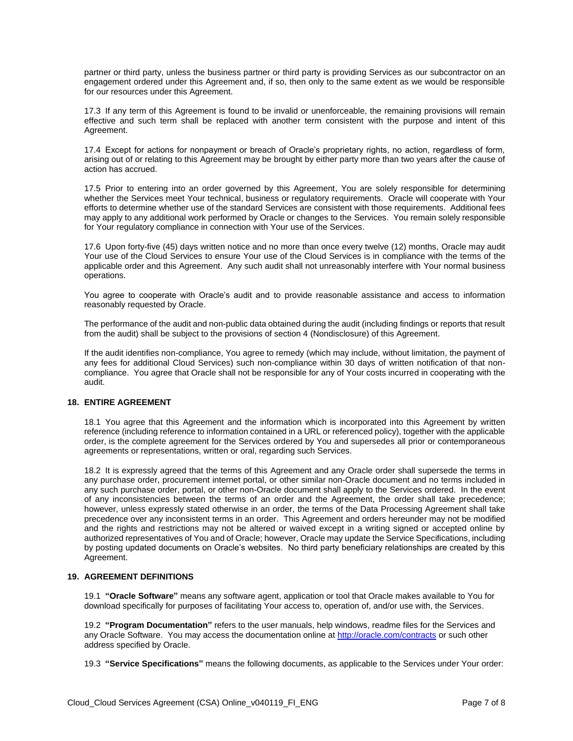partner or third party, unless the business partner or third party is providing Services as our subcontractor on an engagement ordered under this Agreement and, if so, then only to the same extent as we would be responsible for our resources under this Agreement.

17.3 If any term of this Agreement is found to be invalid or unenforceable, the remaining provisions will remain effective and such term shall be replaced with another term consistent with the purpose and intent of this Agreement.

17.4 Except for actions for nonpayment or breach of Oracle's proprietary rights, no action, regardless of form, arising out of or relating to this Agreement may be brought by either party more than two years after the cause of action has accrued.

17.5 Prior to entering into an order governed by this Agreement, You are solely responsible for determining whether the Services meet Your technical, business or regulatory requirements. Oracle will cooperate with Your efforts to determine whether use of the standard Services are consistent with those requirements. Additional fees may apply to any additional work performed by Oracle or changes to the Services. You remain solely responsible for Your regulatory compliance in connection with Your use of the Services.

17.6 Upon forty-five (45) days written notice and no more than once every twelve (12) months, Oracle may audit Your use of the Cloud Services to ensure Your use of the Cloud Services is in compliance with the terms of the applicable order and this Agreement. Any such audit shall not unreasonably interfere with Your normal business operations.

You agree to cooperate with Oracle's audit and to provide reasonable assistance and access to information reasonably requested by Oracle.

The performance of the audit and non-public data obtained during the audit (including findings or reports that result from the audit) shall be subject to the provisions of section 4 (Nondisclosure) of this Agreement.

If the audit identifies non-compliance, You agree to remedy (which may include, without limitation, the payment of any fees for additional Cloud Services) such non-compliance within 30 days of written notification of that non-compliance. You agree that Oracle shall not be responsible for any of Your costs incurred in cooperating with the audit.

## 18. ENTIRE AGREEMENT

18.1 You agree that this Agreement and the information which is incorporated into this Agreement by written reference (including reference to information contained in a URL or referenced policy), together with the applicable order, is the complete agreement for the Services ordered by You and supersedes all prior or contemporaneous agreements or representations, written or oral, regarding such Services.

18.2 It is expressly agreed that the terms of this Agreement and any Oracle order shall supersede the terms in any purchase order, procurement internet portal, or other similar non-Oracle document and no terms included in any such purchase order, portal, or other non-Oracle document shall apply to the Services ordered. In the event of any inconsistencies between the terms of an order and the Agreement, the order shall take precedence; however, unless expressly stated otherwise in an order, the terms of the Data Processing Agreement shall take precedence over any inconsistent terms in an order. This Agreement and orders hereunder may not be modified and the rights and restrictions may not be altered or waived except in a writing signed or accepted online by authorized representatives of You and of Oracle; however, Oracle may update the Service Specifications, including by posting updated documents on Oracle's websites. No third party beneficiary relationships are created by this Agreement.

## 19. AGREEMENT DEFINITIONS

19.1 **"Oracle Software"** means any software agent, application or tool that Oracle makes available to You for download specifically for purposes of facilitating Your access to, operation of, and/or use with, the Services.

19.2 **"Program Documentation"** refers to the user manuals, help windows, readme files for the Services and any Oracle Software. You may access the documentation online at [http://oracle.com/contracts](http://oracle.com/contracts) or such other address specified by Oracle.

19.3 **"Service Specifications"** means the following documents, as applicable to the Services under Your order: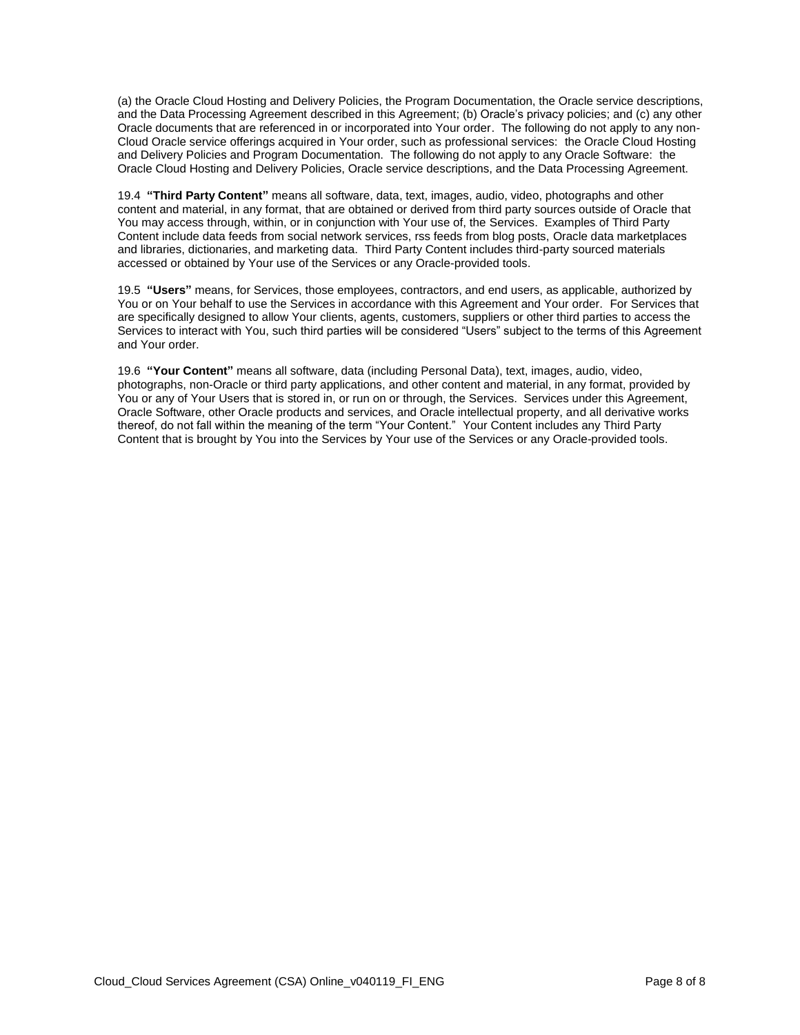(a) the Oracle Cloud Hosting and Delivery Policies, the Program Documentation, the Oracle service descriptions, and the Data Processing Agreement described in this Agreement; (b) Oracle's privacy policies; and (c) any other Oracle documents that are referenced in or incorporated into Your order. The following do not apply to any non-Cloud Oracle service offerings acquired in Your order, such as professional services: the Oracle Cloud Hosting and Delivery Policies and Program Documentation. The following do not apply to any Oracle Software: the Oracle Cloud Hosting and Delivery Policies, Oracle service descriptions, and the Data Processing Agreement.

19.4 **"Third Party Content"** means all software, data, text, images, audio, video, photographs and other content and material, in any format, that are obtained or derived from third party sources outside of Oracle that You may access through, within, or in conjunction with Your use of, the Services. Examples of Third Party Content include data feeds from social network services, rss feeds from blog posts, Oracle data marketplaces and libraries, dictionaries, and marketing data. Third Party Content includes third-party sourced materials accessed or obtained by Your use of the Services or any Oracle-provided tools.

19.5 **"Users"** means, for Services, those employees, contractors, and end users, as applicable, authorized by You or on Your behalf to use the Services in accordance with this Agreement and Your order. For Services that are specifically designed to allow Your clients, agents, customers, suppliers or other third parties to access the Services to interact with You, such third parties will be considered "Users" subject to the terms of this Agreement and Your order.

19.6 **"Your Content"** means all software, data (including Personal Data), text, images, audio, video, photographs, non-Oracle or third party applications, and other content and material, in any format, provided by You or any of Your Users that is stored in, or run on or through, the Services. Services under this Agreement, Oracle Software, other Oracle products and services, and Oracle intellectual property, and all derivative works thereof, do not fall within the meaning of the term "Your Content." Your Content includes any Third Party Content that is brought by You into the Services by Your use of the Services or any Oracle-provided tools.